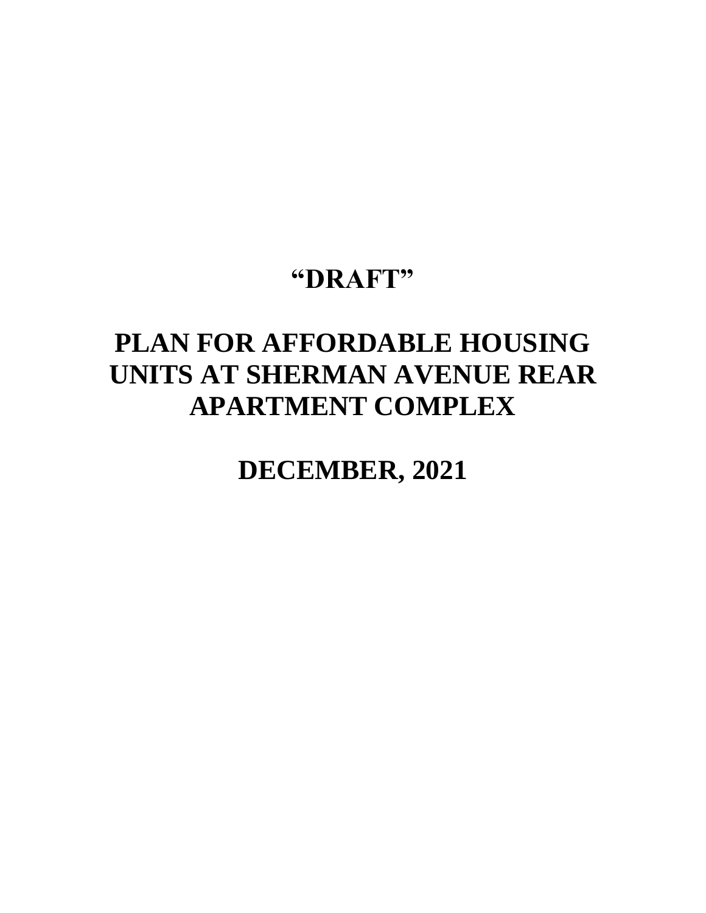# “DRAFT”

# PLAN FOR AFFORDABLE HOUSING UNITS AT SHERMAN AVENUE REAR APARTMENT COMPLEX

# DECEMBER, 2021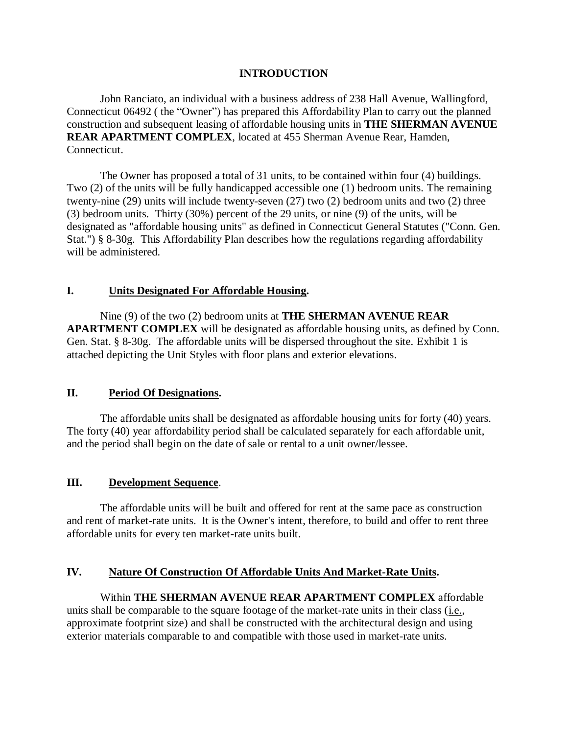## INTRODUCTION

John Ranciato, an individual with a business address of 238 Hall Avenue, Wallingford, Connecticut 06492 ( the "Owner") has prepared this Affordability Plan to carry out the planned construction and subsequent leasing of affordable housing units in **THE SHERMAN AVENUE REAR APARTMENT COMPLEX**, located at 455 Sherman Avenue Rear, Hamden, Connecticut.

The Owner has proposed a total of 31 units, to be contained within four (4) buildings. Two (2) of the units will be fully handicapped accessible one (1) bedroom units. The remaining twenty-nine (29) units will include twenty-seven (27) two (2) bedroom units and two (2) three (3) bedroom units. Thirty (30%) percent of the 29 units, or nine (9) of the units, will be designated as "affordable housing units" as defined in Connecticut General Statutes ("Conn. Gen. Stat.") § 8-30g. This Affordability Plan describes how the regulations regarding affordability will be administered.

### I. Units Designated For Affordable Housing.

Nine (9) of the two (2) bedroom units at **THE SHERMAN AVENUE REAR APARTMENT COMPLEX** will be designated as affordable housing units, as defined by Conn. Gen. Stat. § 8-30g. The affordable units will be dispersed throughout the site. Exhibit 1 is attached depicting the Unit Styles with floor plans and exterior elevations.

### II. Period Of Designations.

The affordable units shall be designated as affordable housing units for forty (40) years. The forty (40) year affordability period shall be calculated separately for each affordable unit, and the period shall begin on the date of sale or rental to a unit owner/lessee.

### III. Development Sequence.

The affordable units will be built and offered for rent at the same pace as construction and rent of market-rate units. It is the Owner's intent, therefore, to build and offer to rent three affordable units for every ten market-rate units built.

### IV. Nature Of Construction Of Affordable Units And Market-Rate Units.

Within **THE SHERMAN AVENUE REAR APARTMENT COMPLEX** affordable units shall be comparable to the square footage of the market-rate units in their class (i.e., approximate footprint size) and shall be constructed with the architectural design and using exterior materials comparable to and compatible with those used in market-rate units.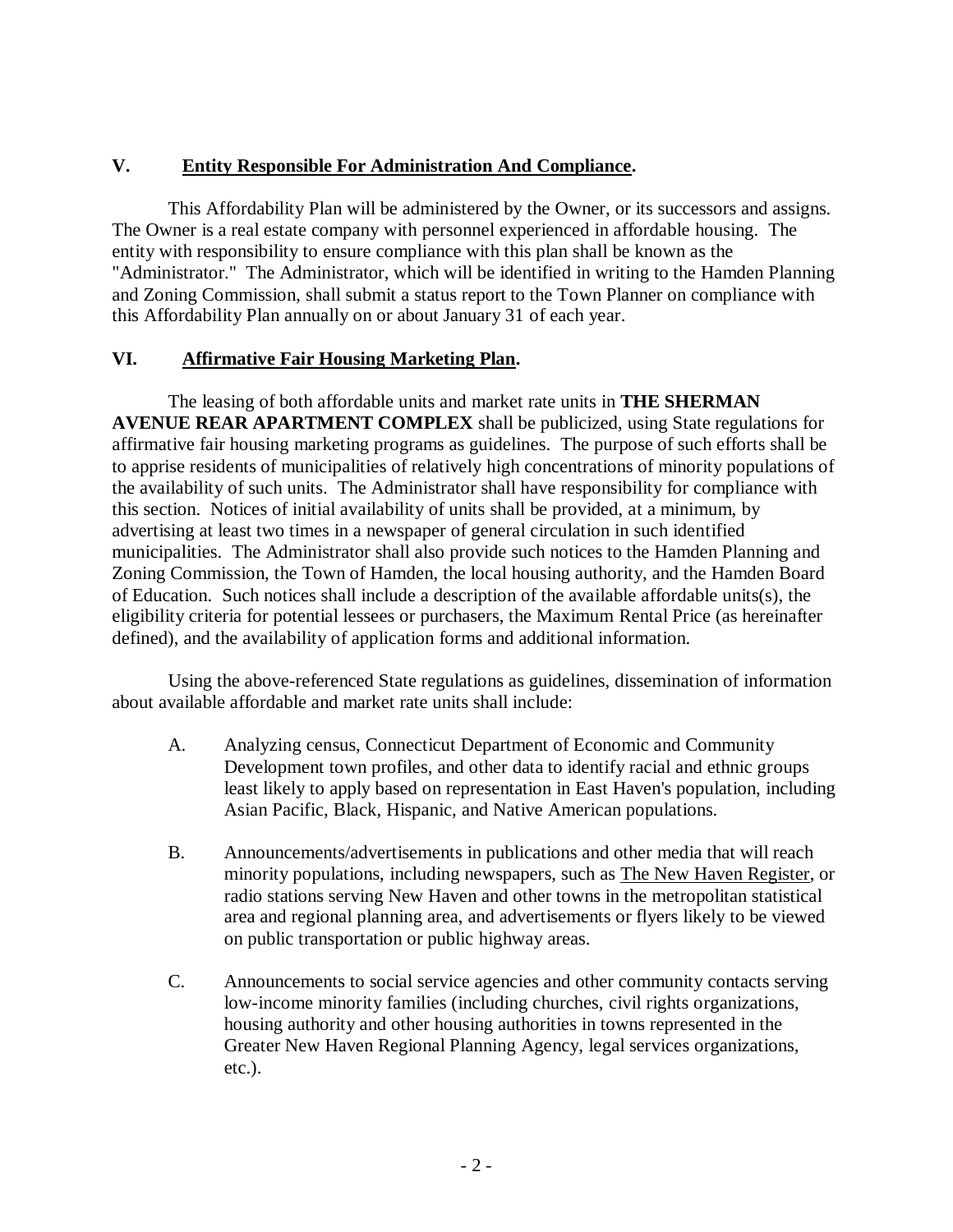## V. <u>Entity Responsible For Administration And Compliance</u>.

This Affordability Plan will be administered by the Owner, or its successors and assigns. The Owner is a real estate company with personnel experienced in affordable housing. The entity with responsibility to ensure compliance with this plan shall be known as the "Administrator." The Administrator, which will be identified in writing to the Hamden Planning and Zoning Commission, shall submit a status report to the Town Planner on compliance with this Affordability Plan annually on or about January 31 of each year.

## VI. <u>Affirmative Fair Housing Marketing Plan</u>.

The leasing of both affordable units and market rate units in **THE SHERMAN AVENUE REAR APARTMENT COMPLEX** shall be publicized, using State regulations for affirmative fair housing marketing programs as guidelines. The purpose of such efforts shall be to apprise residents of municipalities of relatively high concentrations of minority populations of the availability of such units. The Administrator shall have responsibility for compliance with this section. Notices of initial availability of units shall be provided, at a minimum, by advertising at least two times in a newspaper of general circulation in such identified municipalities. The Administrator shall also provide such notices to the Hamden Planning and Zoning Commission, the Town of Hamden, the local housing authority, and the Hamden Board of Education. Such notices shall include a description of the available affordable units(s), the eligibility criteria for potential lessees or purchasers, the Maximum Rental Price (as hereinafter defined), and the availability of application forms and additional information.

Using the above-referenced State regulations as guidelines, dissemination of information about available affordable and market rate units shall include:

A. Analyzing census, Connecticut Department of Economic and Community Development town profiles, and other data to identify racial and ethnic groups least likely to apply based on representation in East Haven's population, including Asian Pacific, Black, Hispanic, and Native American populations.

B. Announcements/advertisements in publications and other media that will reach minority populations, including newspapers, such as <u>The New Haven Register</u>, or radio stations serving New Haven and other towns in the metropolitan statistical area and regional planning area, and advertisements or flyers likely to be viewed on public transportation or public highway areas.

C. Announcements to social service agencies and other community contacts serving low-income minority families (including churches, civil rights organizations, housing authority and other housing authorities in towns represented in the Greater New Haven Regional Planning Agency, legal services organizations, etc.).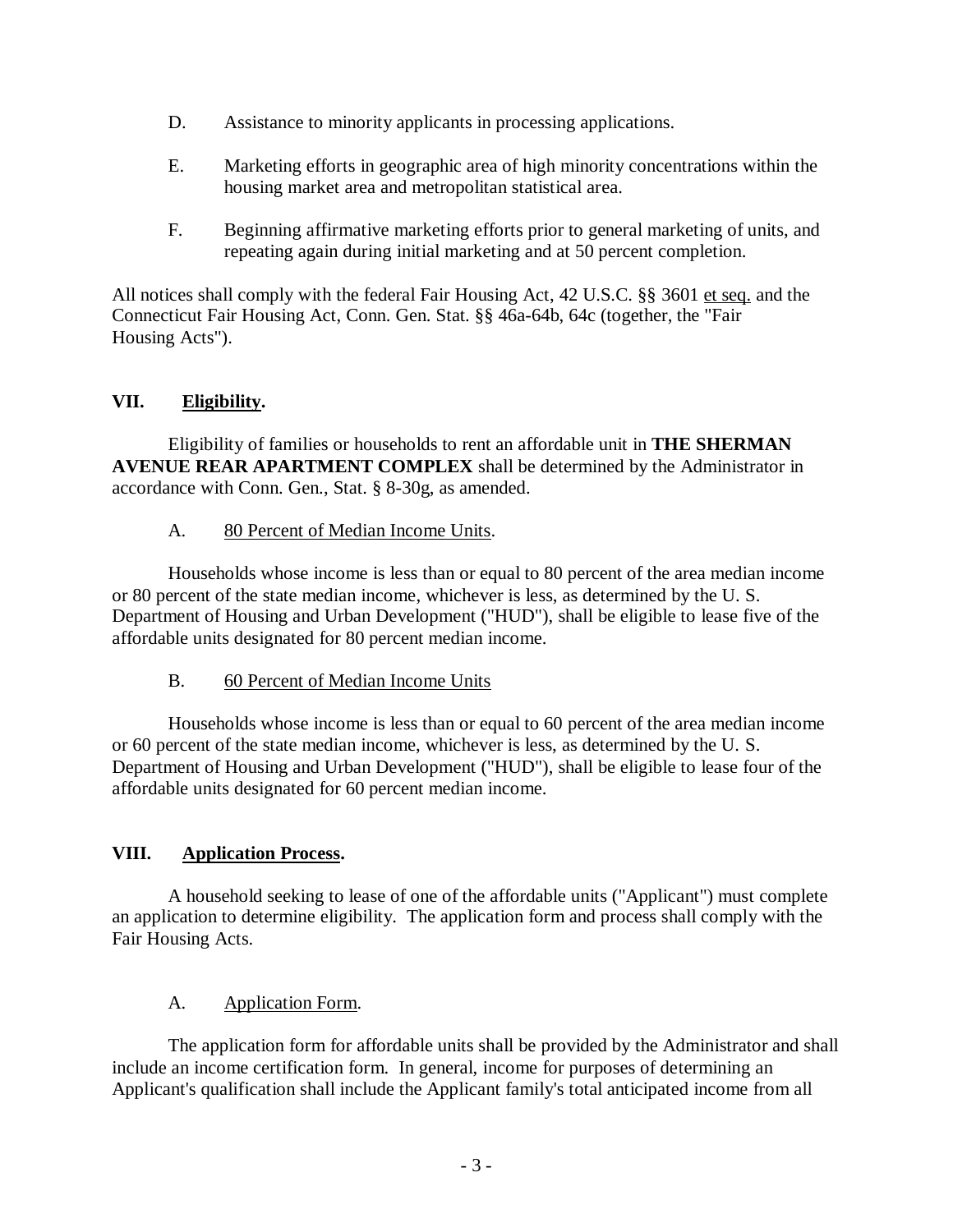D. Assistance to minority applicants in processing applications.

E. Marketing efforts in geographic area of high minority concentrations within the housing market area and metropolitan statistical area.

F. Beginning affirmative marketing efforts prior to general marketing of units, and repeating again during initial marketing and at 50 percent completion.

All notices shall comply with the federal Fair Housing Act, 42 U.S.C. §§ 3601 et seq. and the Connecticut Fair Housing Act, Conn. Gen. Stat. §§ 46a-64b, 64c (together, the "Fair Housing Acts").

## VII. Eligibility.

Eligibility of families or households to rent an affordable unit in **THE SHERMAN AVENUE REAR APARTMENT COMPLEX** shall be determined by the Administrator in accordance with Conn. Gen., Stat. § 8-30g, as amended.

### A. 80 Percent of Median Income Units.

Households whose income is less than or equal to 80 percent of the area median income or 80 percent of the state median income, whichever is less, as determined by the U. S. Department of Housing and Urban Development ("HUD"), shall be eligible to lease five of the affordable units designated for 80 percent median income.

### B. 60 Percent of Median Income Units

Households whose income is less than or equal to 60 percent of the area median income or 60 percent of the state median income, whichever is less, as determined by the U. S. Department of Housing and Urban Development ("HUD"), shall be eligible to lease four of the affordable units designated for 60 percent median income.

## VIII. Application Process.

A household seeking to lease of one of the affordable units ("Applicant") must complete an application to determine eligibility. The application form and process shall comply with the Fair Housing Acts.

### A. Application Form.

The application form for affordable units shall be provided by the Administrator and shall include an income certification form. In general, income for purposes of determining an Applicant's qualification shall include the Applicant family's total anticipated income from all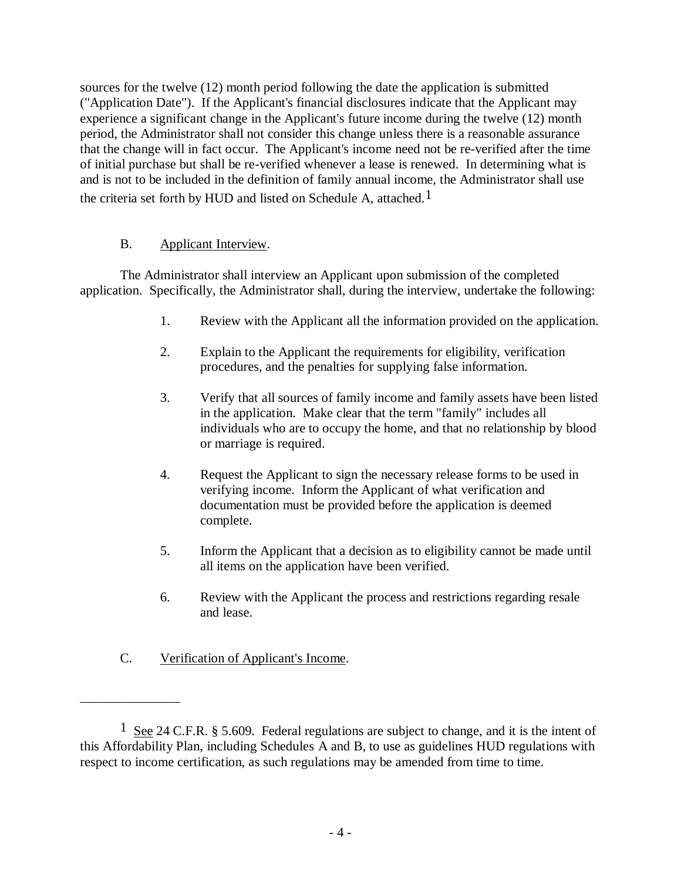sources for the twelve (12) month period following the date the application is submitted ("Application Date"). If the Applicant's financial disclosures indicate that the Applicant may experience a significant change in the Applicant's future income during the twelve (12) month period, the Administrator shall not consider this change unless there is a reasonable assurance that the change will in fact occur. The Applicant's income need not be re-verified after the time of initial purchase but shall be re-verified whenever a lease is renewed. In determining what is and is not to be included in the definition of family annual income, the Administrator shall use the criteria set forth by HUD and listed on Schedule A, attached.[1]

B. Applicant Interview.

The Administrator shall interview an Applicant upon submission of the completed application. Specifically, the Administrator shall, during the interview, undertake the following:

1. Review with the Applicant all the information provided on the application.

2. Explain to the Applicant the requirements for eligibility, verification procedures, and the penalties for supplying false information.

3. Verify that all sources of family income and family assets have been listed in the application. Make clear that the term "family" includes all individuals who are to occupy the home, and that no relationship by blood or marriage is required.

4. Request the Applicant to sign the necessary release forms to be used in verifying income. Inform the Applicant of what verification and documentation must be provided before the application is deemed complete.

5. Inform the Applicant that a decision as to eligibility cannot be made until all items on the application have been verified.

6. Review with the Applicant the process and restrictions regarding resale and lease.

C. Verification of Applicant's Income.

---

[1] See 24 C.F.R. § 5.609. Federal regulations are subject to change, and it is the intent of this Affordability Plan, including Schedules A and B, to use as guidelines HUD regulations with respect to income certification, as such regulations may be amended from time to time.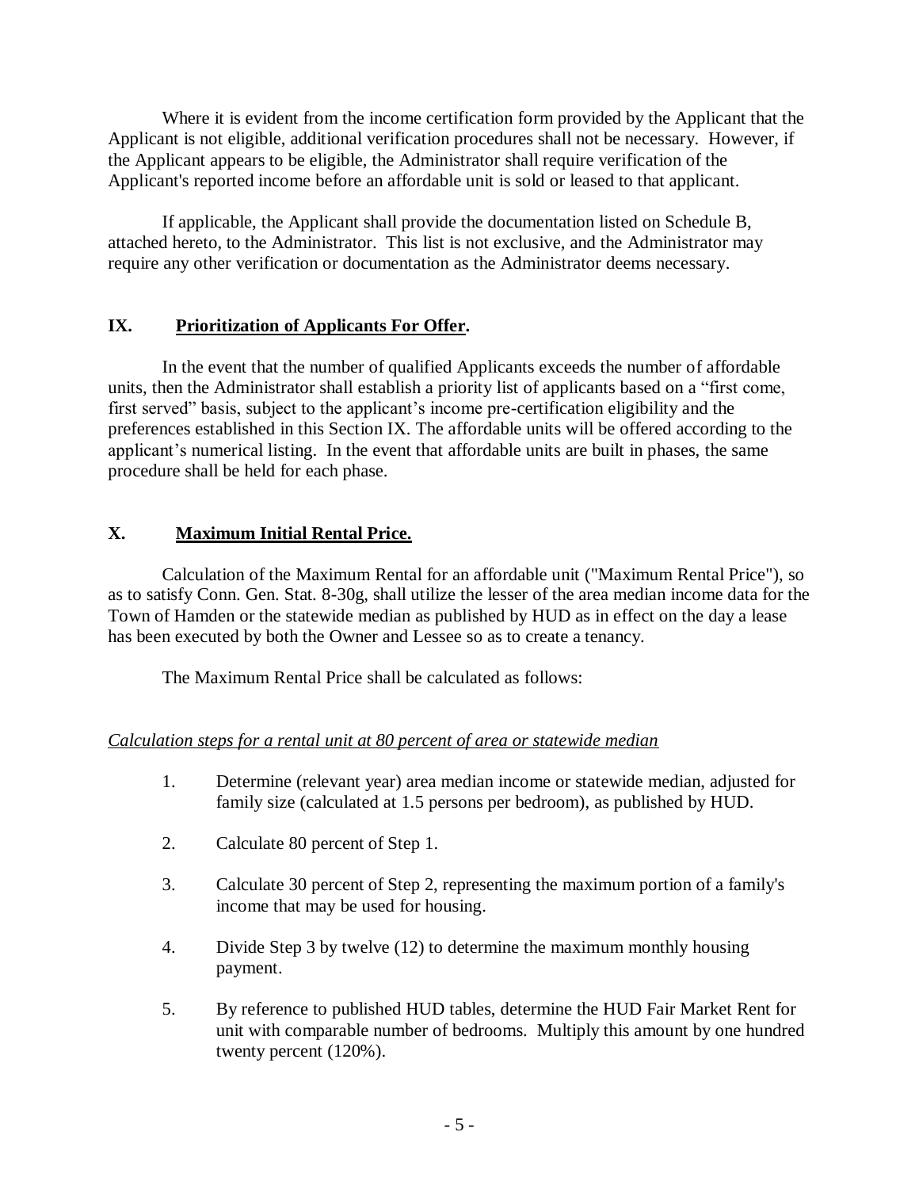Where it is evident from the income certification form provided by the Applicant that the Applicant is not eligible, additional verification procedures shall not be necessary. However, if the Applicant appears to be eligible, the Administrator shall require verification of the Applicant's reported income before an affordable unit is sold or leased to that applicant.

If applicable, the Applicant shall provide the documentation listed on Schedule B, attached hereto, to the Administrator. This list is not exclusive, and the Administrator may require any other verification or documentation as the Administrator deems necessary.

## IX. Prioritization of Applicants For Offer.

In the event that the number of qualified Applicants exceeds the number of affordable units, then the Administrator shall establish a priority list of applicants based on a "first come, first served" basis, subject to the applicant's income pre-certification eligibility and the preferences established in this Section IX. The affordable units will be offered according to the applicant's numerical listing. In the event that affordable units are built in phases, the same procedure shall be held for each phase.

## X. Maximum Initial Rental Price.

Calculation of the Maximum Rental for an affordable unit ("Maximum Rental Price"), so as to satisfy Conn. Gen. Stat. 8-30g, shall utilize the lesser of the area median income data for the Town of Hamden or the statewide median as published by HUD as in effect on the day a lease has been executed by both the Owner and Lessee so as to create a tenancy.

The Maximum Rental Price shall be calculated as follows:

*Calculation steps for a rental unit at 80 percent of area or statewide median*

1. Determine (relevant year) area median income or statewide median, adjusted for family size (calculated at 1.5 persons per bedroom), as published by HUD.
2. Calculate 80 percent of Step 1.
3. Calculate 30 percent of Step 2, representing the maximum portion of a family's income that may be used for housing.
4. Divide Step 3 by twelve (12) to determine the maximum monthly housing payment.
5. By reference to published HUD tables, determine the HUD Fair Market Rent for unit with comparable number of bedrooms. Multiply this amount by one hundred twenty percent (120%).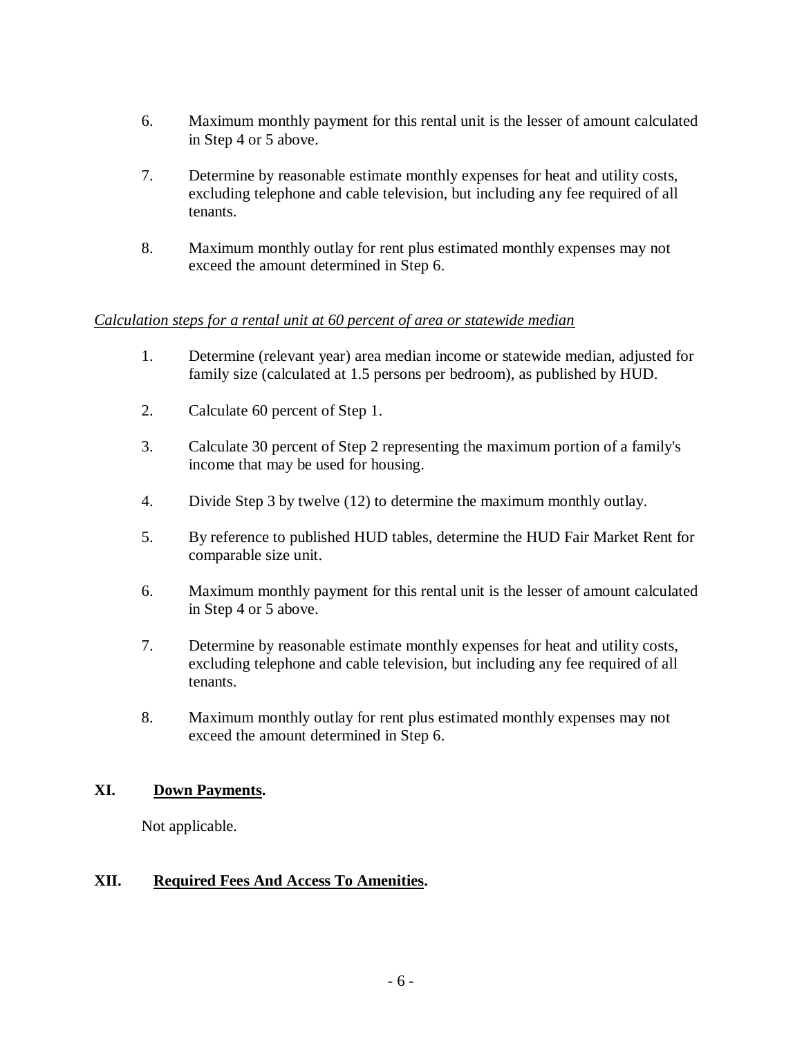6. Maximum monthly payment for this rental unit is the lesser of amount calculated in Step 4 or 5 above.

7. Determine by reasonable estimate monthly expenses for heat and utility costs, excluding telephone and cable television, but including any fee required of all tenants.

8. Maximum monthly outlay for rent plus estimated monthly expenses may not exceed the amount determined in Step 6.

*Calculation steps for a rental unit at 60 percent of area or statewide median*

1. Determine (relevant year) area median income or statewide median, adjusted for family size (calculated at 1.5 persons per bedroom), as published by HUD.

2. Calculate 60 percent of Step 1.

3. Calculate 30 percent of Step 2 representing the maximum portion of a family's income that may be used for housing.

4. Divide Step 3 by twelve (12) to determine the maximum monthly outlay.

5. By reference to published HUD tables, determine the HUD Fair Market Rent for comparable size unit.

6. Maximum monthly payment for this rental unit is the lesser of amount calculated in Step 4 or 5 above.

7. Determine by reasonable estimate monthly expenses for heat and utility costs, excluding telephone and cable television, but including any fee required of all tenants.

8. Maximum monthly outlay for rent plus estimated monthly expenses may not exceed the amount determined in Step 6.

## XI. Down Payments.

Not applicable.

## XII. Required Fees And Access To Amenities.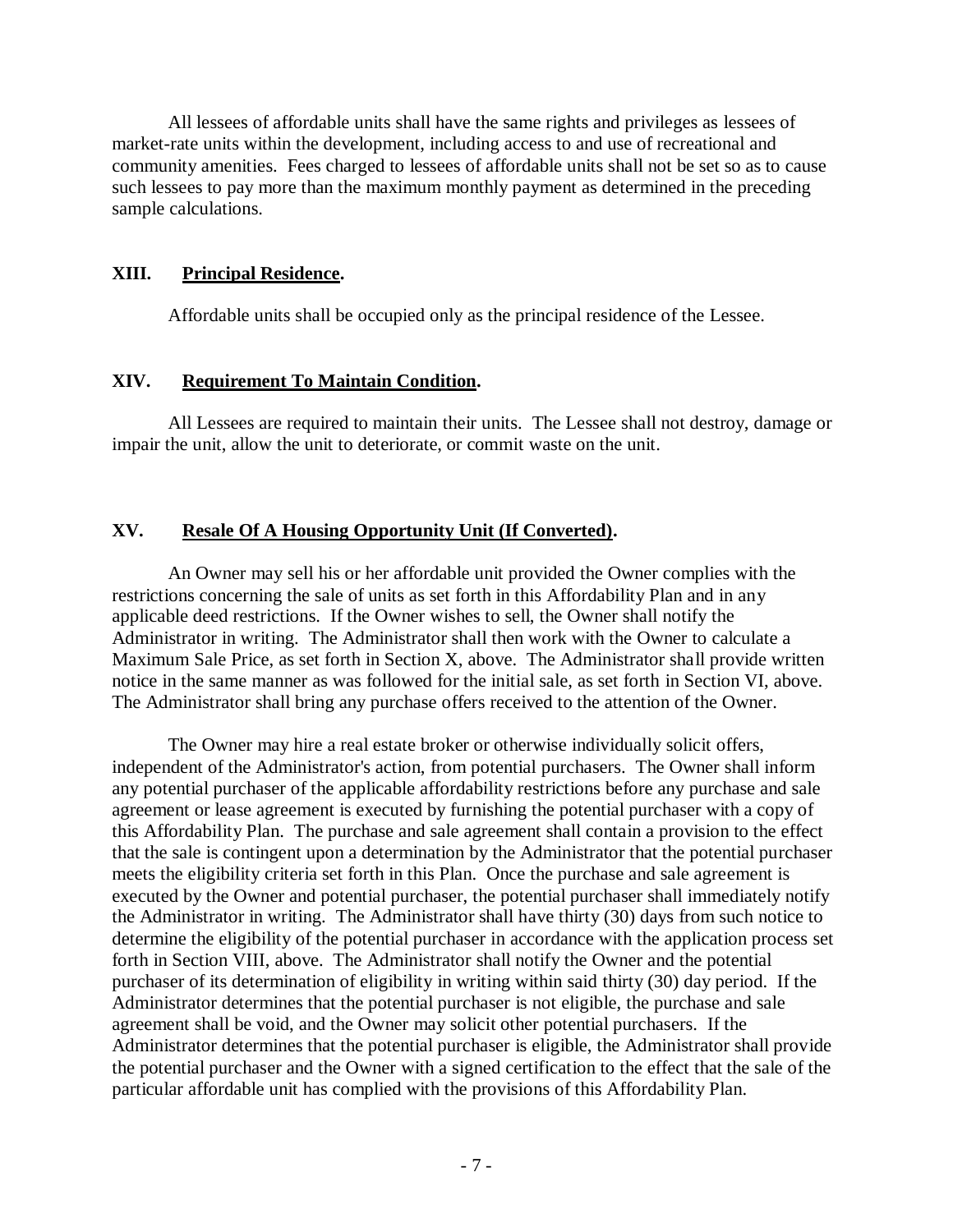All lessees of affordable units shall have the same rights and privileges as lessees of market-rate units within the development, including access to and use of recreational and community amenities. Fees charged to lessees of affordable units shall not be set so as to cause such lessees to pay more than the maximum monthly payment as determined in the preceding sample calculations.

## XIII. **Principal Residence.**

Affordable units shall be occupied only as the principal residence of the Lessee.

## XIV. **Requirement To Maintain Condition.**

All Lessees are required to maintain their units. The Lessee shall not destroy, damage or impair the unit, allow the unit to deteriorate, or commit waste on the unit.

## XV. **Resale Of A Housing Opportunity Unit (If Converted).**

An Owner may sell his or her affordable unit provided the Owner complies with the restrictions concerning the sale of units as set forth in this Affordability Plan and in any applicable deed restrictions. If the Owner wishes to sell, the Owner shall notify the Administrator in writing. The Administrator shall then work with the Owner to calculate a Maximum Sale Price, as set forth in Section X, above. The Administrator shall provide written notice in the same manner as was followed for the initial sale, as set forth in Section VI, above. The Administrator shall bring any purchase offers received to the attention of the Owner.

The Owner may hire a real estate broker or otherwise individually solicit offers, independent of the Administrator's action, from potential purchasers. The Owner shall inform any potential purchaser of the applicable affordability restrictions before any purchase and sale agreement or lease agreement is executed by furnishing the potential purchaser with a copy of this Affordability Plan. The purchase and sale agreement shall contain a provision to the effect that the sale is contingent upon a determination by the Administrator that the potential purchaser meets the eligibility criteria set forth in this Plan. Once the purchase and sale agreement is executed by the Owner and potential purchaser, the potential purchaser shall immediately notify the Administrator in writing. The Administrator shall have thirty (30) days from such notice to determine the eligibility of the potential purchaser in accordance with the application process set forth in Section VIII, above. The Administrator shall notify the Owner and the potential purchaser of its determination of eligibility in writing within said thirty (30) day period. If the Administrator determines that the potential purchaser is not eligible, the purchase and sale agreement shall be void, and the Owner may solicit other potential purchasers. If the Administrator determines that the potential purchaser is eligible, the Administrator shall provide the potential purchaser and the Owner with a signed certification to the effect that the sale of the particular affordable unit has complied with the provisions of this Affordability Plan.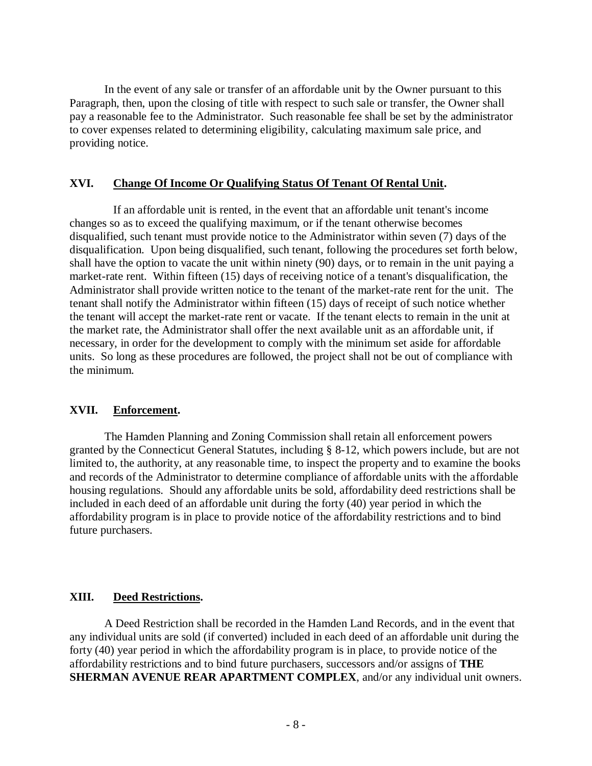In the event of any sale or transfer of an affordable unit by the Owner pursuant to this Paragraph, then, upon the closing of title with respect to such sale or transfer, the Owner shall pay a reasonable fee to the Administrator. Such reasonable fee shall be set by the administrator to cover expenses related to determining eligibility, calculating maximum sale price, and providing notice.

## XVI. Change Of Income Or Qualifying Status Of Tenant Of Rental Unit.

If an affordable unit is rented, in the event that an affordable unit tenant's income changes so as to exceed the qualifying maximum, or if the tenant otherwise becomes disqualified, such tenant must provide notice to the Administrator within seven (7) days of the disqualification. Upon being disqualified, such tenant, following the procedures set forth below, shall have the option to vacate the unit within ninety (90) days, or to remain in the unit paying a market-rate rent. Within fifteen (15) days of receiving notice of a tenant's disqualification, the Administrator shall provide written notice to the tenant of the market-rate rent for the unit. The tenant shall notify the Administrator within fifteen (15) days of receipt of such notice whether the tenant will accept the market-rate rent or vacate. If the tenant elects to remain in the unit at the market rate, the Administrator shall offer the next available unit as an affordable unit, if necessary, in order for the development to comply with the minimum set aside for affordable units. So long as these procedures are followed, the project shall not be out of compliance with the minimum.

## XVII. Enforcement.

The Hamden Planning and Zoning Commission shall retain all enforcement powers granted by the Connecticut General Statutes, including § 8-12, which powers include, but are not limited to, the authority, at any reasonable time, to inspect the property and to examine the books and records of the Administrator to determine compliance of affordable units with the affordable housing regulations. Should any affordable units be sold, affordability deed restrictions shall be included in each deed of an affordable unit during the forty (40) year period in which the affordability program is in place to provide notice of the affordability restrictions and to bind future purchasers.

## XIII. Deed Restrictions.

A Deed Restriction shall be recorded in the Hamden Land Records, and in the event that any individual units are sold (if converted) included in each deed of an affordable unit during the forty (40) year period in which the affordability program is in place, to provide notice of the affordability restrictions and to bind future purchasers, successors and/or assigns of **THE SHERMAN AVENUE REAR APARTMENT COMPLEX**, and/or any individual unit owners.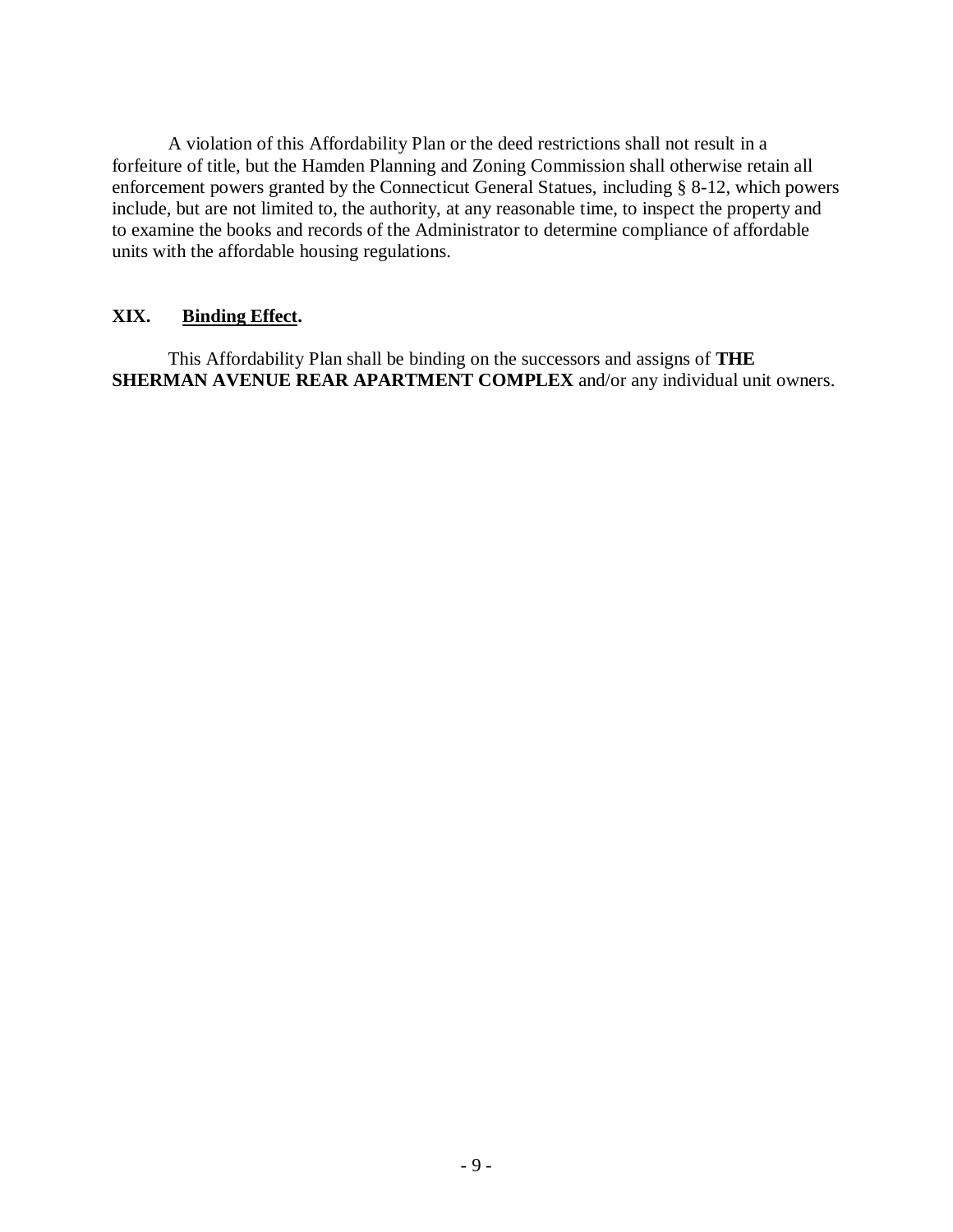A violation of this Affordability Plan or the deed restrictions shall not result in a forfeiture of title, but the Hamden Planning and Zoning Commission shall otherwise retain all enforcement powers granted by the Connecticut General Statues, including § 8-12, which powers include, but are not limited to, the authority, at any reasonable time, to inspect the property and to examine the books and records of the Administrator to determine compliance of affordable units with the affordable housing regulations.

## XIX. Binding Effect.

This Affordability Plan shall be binding on the successors and assigns of **THE SHERMAN AVENUE REAR APARTMENT COMPLEX** and/or any individual unit owners.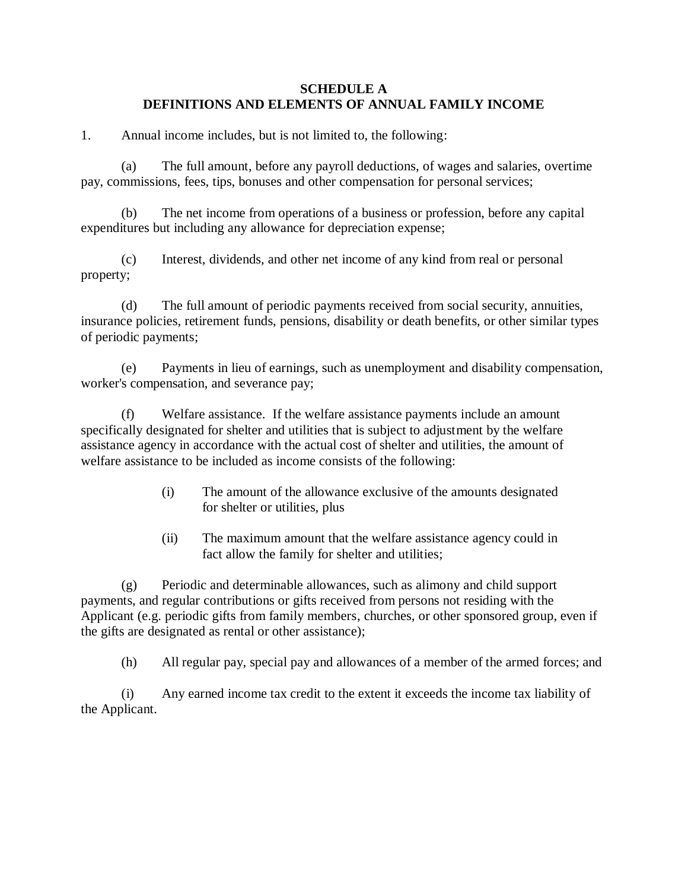# SCHEDULE A
## DEFINITIONS AND ELEMENTS OF ANNUAL FAMILY INCOME

1. Annual income includes, but is not limited to, the following:

(a) The full amount, before any payroll deductions, of wages and salaries, overtime pay, commissions, fees, tips, bonuses and other compensation for personal services;

(b) The net income from operations of a business or profession, before any capital expenditures but including any allowance for depreciation expense;

(c) Interest, dividends, and other net income of any kind from real or personal property;

(d) The full amount of periodic payments received from social security, annuities, insurance policies, retirement funds, pensions, disability or death benefits, or other similar types of periodic payments;

(e) Payments in lieu of earnings, such as unemployment and disability compensation, worker's compensation, and severance pay;

(f) Welfare assistance. If the welfare assistance payments include an amount specifically designated for shelter and utilities that is subject to adjustment by the welfare assistance agency in accordance with the actual cost of shelter and utilities, the amount of welfare assistance to be included as income consists of the following:

> (i) The amount of the allowance exclusive of the amounts designated for shelter or utilities, plus
>
> (ii) The maximum amount that the welfare assistance agency could in fact allow the family for shelter and utilities;

(g) Periodic and determinable allowances, such as alimony and child support payments, and regular contributions or gifts received from persons not residing with the Applicant (e.g. periodic gifts from family members, churches, or other sponsored group, even if the gifts are designated as rental or other assistance);

(h) All regular pay, special pay and allowances of a member of the armed forces; and

(i) Any earned income tax credit to the extent it exceeds the income tax liability of the Applicant.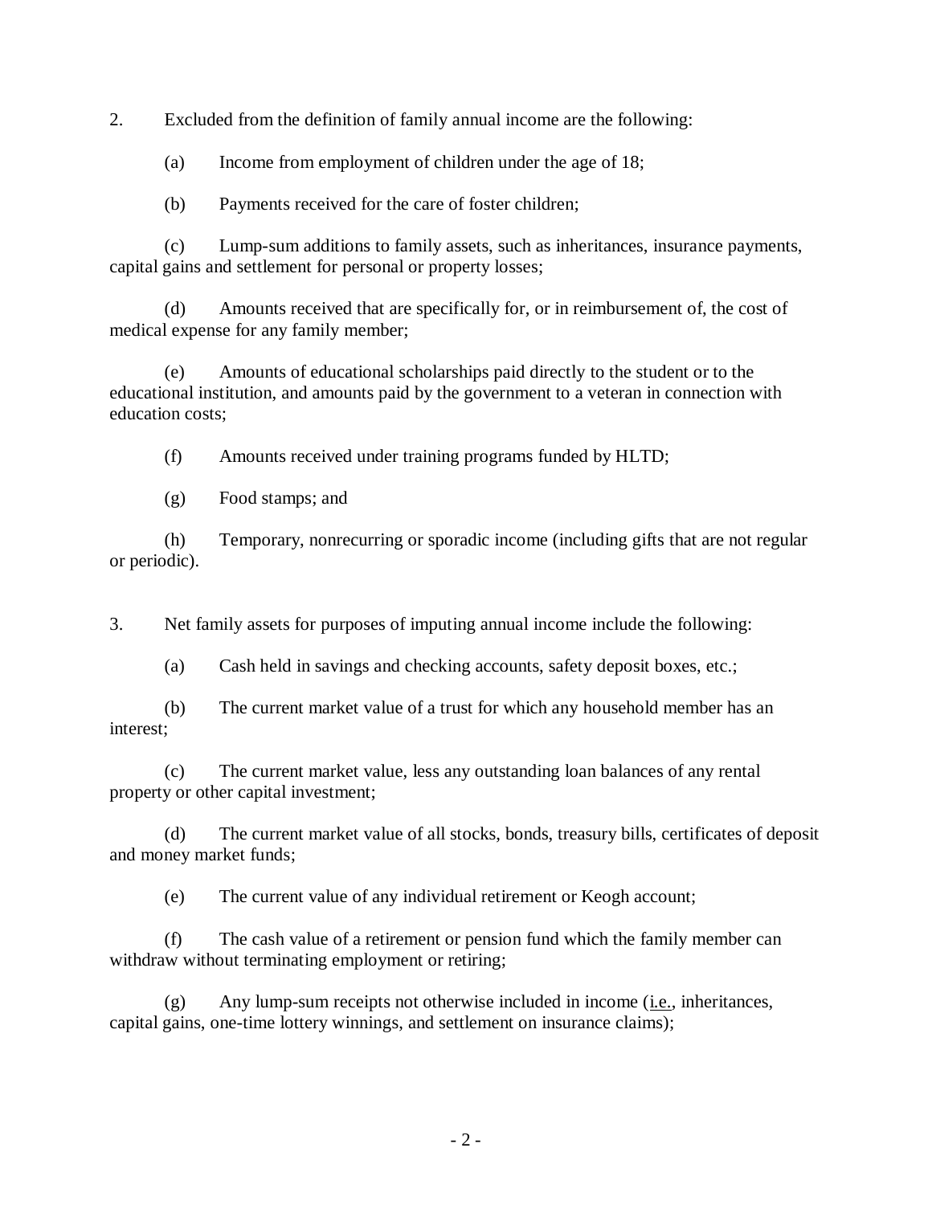2. Excluded from the definition of family annual income are the following:

(a) Income from employment of children under the age of 18;

(b) Payments received for the care of foster children;

(c) Lump-sum additions to family assets, such as inheritances, insurance payments, capital gains and settlement for personal or property losses;

(d) Amounts received that are specifically for, or in reimbursement of, the cost of medical expense for any family member;

(e) Amounts of educational scholarships paid directly to the student or to the educational institution, and amounts paid by the government to a veteran in connection with education costs;

(f) Amounts received under training programs funded by HLTD;

(g) Food stamps; and

(h) Temporary, nonrecurring or sporadic income (including gifts that are not regular or periodic).

3. Net family assets for purposes of imputing annual income include the following:

(a) Cash held in savings and checking accounts, safety deposit boxes, etc.;

(b) The current market value of a trust for which any household member has an interest;

(c) The current market value, less any outstanding loan balances of any rental property or other capital investment;

(d) The current market value of all stocks, bonds, treasury bills, certificates of deposit and money market funds;

(e) The current value of any individual retirement or Keogh account;

(f) The cash value of a retirement or pension fund which the family member can withdraw without terminating employment or retiring;

(g) Any lump-sum receipts not otherwise included in income (i.e., inheritances, capital gains, one-time lottery winnings, and settlement on insurance claims);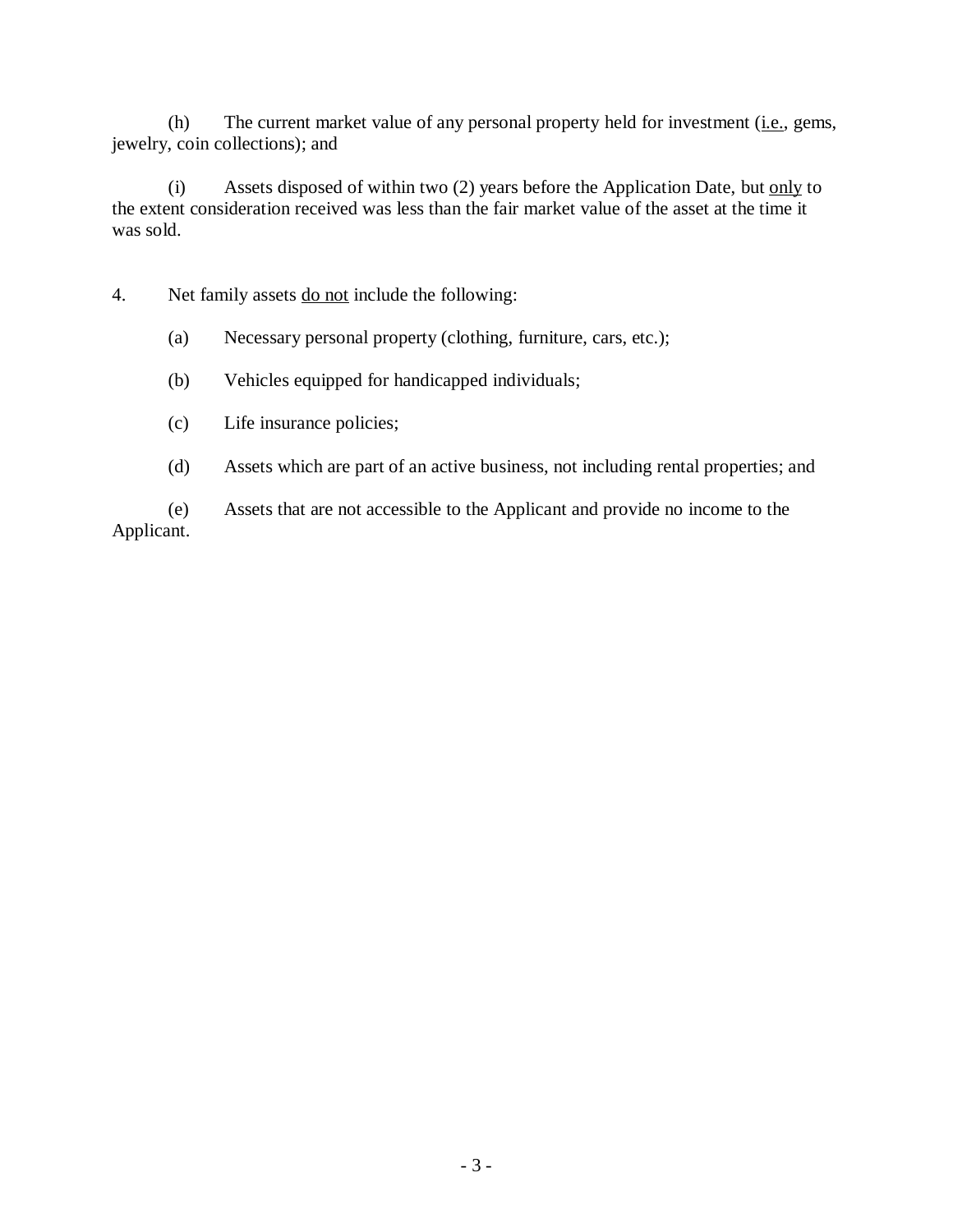(h) The current market value of any personal property held for investment (i.e., gems, jewelry, coin collections); and

(i) Assets disposed of within two (2) years before the Application Date, but only to the extent consideration received was less than the fair market value of the asset at the time it was sold.

4. Net family assets do not include the following:

(a) Necessary personal property (clothing, furniture, cars, etc.);

(b) Vehicles equipped for handicapped individuals;

(c) Life insurance policies;

(d) Assets which are part of an active business, not including rental properties; and

(e) Assets that are not accessible to the Applicant and provide no income to the Applicant.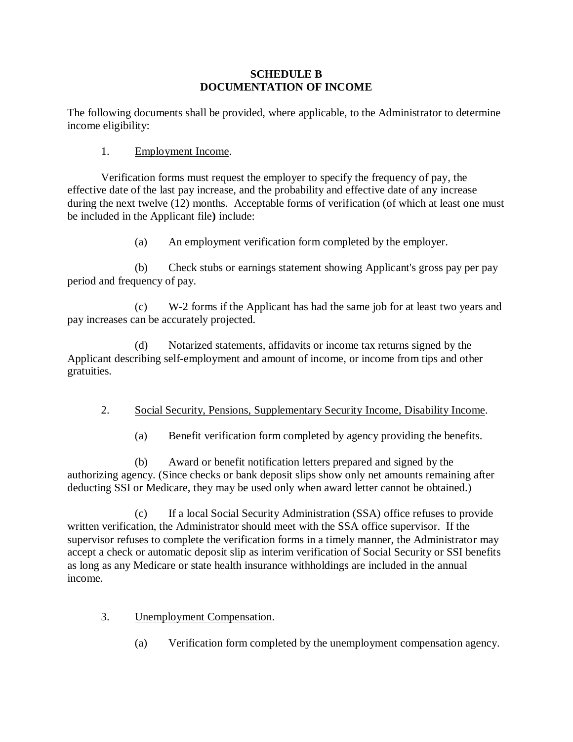**SCHEDULE B**
**DOCUMENTATION OF INCOME**

The following documents shall be provided, where applicable, to the Administrator to determine income eligibility:

1. Employment Income.

Verification forms must request the employer to specify the frequency of pay, the effective date of the last pay increase, and the probability and effective date of any increase during the next twelve (12) months. Acceptable forms of verification (of which at least one must be included in the Applicant file**)** include:

(a) An employment verification form completed by the employer.

(b) Check stubs or earnings statement showing Applicant's gross pay per pay period and frequency of pay.

(c) W-2 forms if the Applicant has had the same job for at least two years and pay increases can be accurately projected.

(d) Notarized statements, affidavits or income tax returns signed by the Applicant describing self-employment and amount of income, or income from tips and other gratuities.

2. Social Security, Pensions, Supplementary Security Income, Disability Income.

(a) Benefit verification form completed by agency providing the benefits.

(b) Award or benefit notification letters prepared and signed by the authorizing agency. (Since checks or bank deposit slips show only net amounts remaining after deducting SSI or Medicare, they may be used only when award letter cannot be obtained.)

(c) If a local Social Security Administration (SSA) office refuses to provide written verification, the Administrator should meet with the SSA office supervisor. If the supervisor refuses to complete the verification forms in a timely manner, the Administrator may accept a check or automatic deposit slip as interim verification of Social Security or SSI benefits as long as any Medicare or state health insurance withholdings are included in the annual income.

3. Unemployment Compensation.

(a) Verification form completed by the unemployment compensation agency.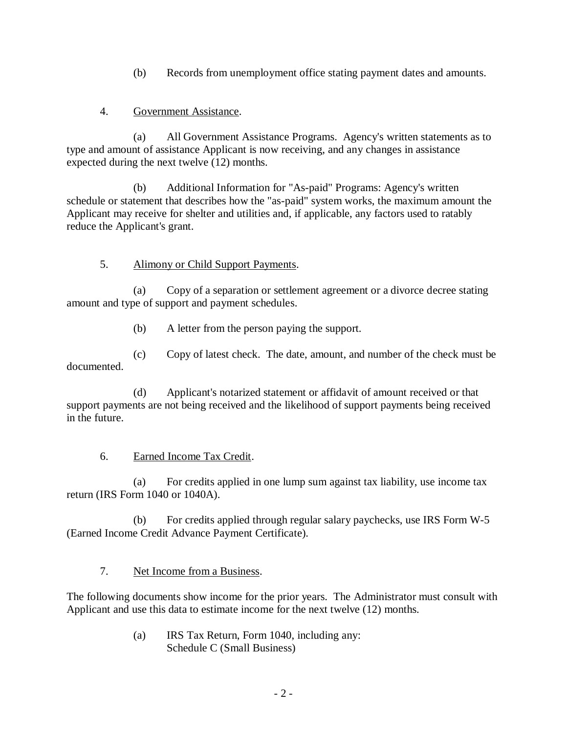(b) Records from unemployment office stating payment dates and amounts.

4. Government Assistance.

(a) All Government Assistance Programs. Agency's written statements as to type and amount of assistance Applicant is now receiving, and any changes in assistance expected during the next twelve (12) months.

(b) Additional Information for "As-paid" Programs: Agency's written schedule or statement that describes how the "as-paid" system works, the maximum amount the Applicant may receive for shelter and utilities and, if applicable, any factors used to ratably reduce the Applicant's grant.

5. Alimony or Child Support Payments.

(a) Copy of a separation or settlement agreement or a divorce decree stating amount and type of support and payment schedules.

(b) A letter from the person paying the support.

(c) Copy of latest check. The date, amount, and number of the check must be documented.

(d) Applicant's notarized statement or affidavit of amount received or that support payments are not being received and the likelihood of support payments being received in the future.

6. Earned Income Tax Credit.

(a) For credits applied in one lump sum against tax liability, use income tax return (IRS Form 1040 or 1040A).

(b) For credits applied through regular salary paychecks, use IRS Form W-5 (Earned Income Credit Advance Payment Certificate).

7. Net Income from a Business.

The following documents show income for the prior years. The Administrator must consult with Applicant and use this data to estimate income for the next twelve (12) months.

(a) IRS Tax Return, Form 1040, including any:
Schedule C (Small Business)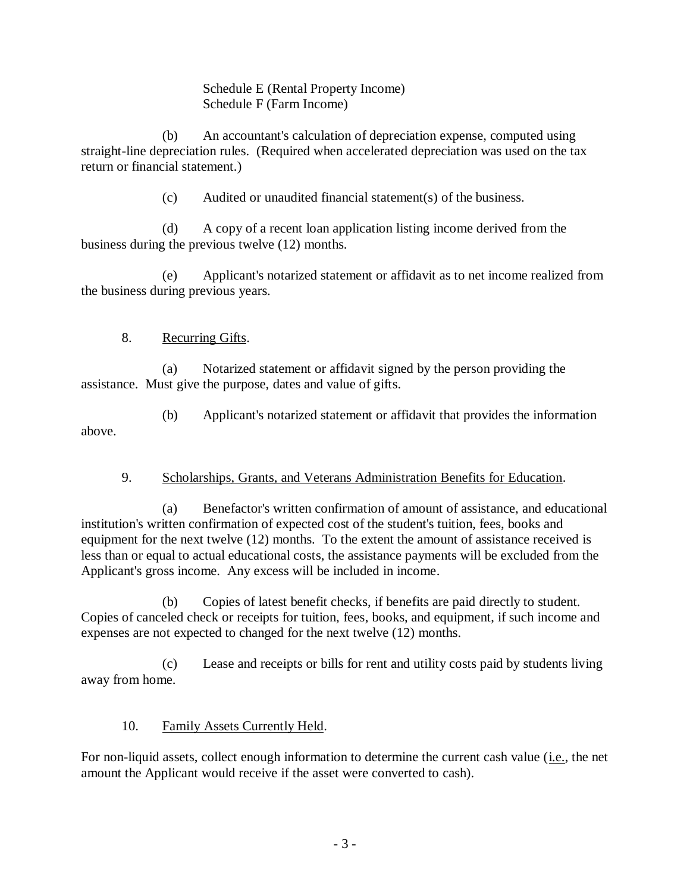Schedule E (Rental Property Income)
Schedule F (Farm Income)

(b) An accountant's calculation of depreciation expense, computed using straight-line depreciation rules. (Required when accelerated depreciation was used on the tax return or financial statement.)

(c) Audited or unaudited financial statement(s) of the business.

(d) A copy of a recent loan application listing income derived from the business during the previous twelve (12) months.

(e) Applicant's notarized statement or affidavit as to net income realized from the business during previous years.

8. <u>Recurring Gifts</u>.

(a) Notarized statement or affidavit signed by the person providing the assistance. Must give the purpose, dates and value of gifts.

(b) Applicant's notarized statement or affidavit that provides the information above.

9. <u>Scholarships, Grants, and Veterans Administration Benefits for Education</u>.

(a) Benefactor's written confirmation of amount of assistance, and educational institution's written confirmation of expected cost of the student's tuition, fees, books and equipment for the next twelve (12) months. To the extent the amount of assistance received is less than or equal to actual educational costs, the assistance payments will be excluded from the Applicant's gross income. Any excess will be included in income.

(b) Copies of latest benefit checks, if benefits are paid directly to student. Copies of canceled check or receipts for tuition, fees, books, and equipment, if such income and expenses are not expected to changed for the next twelve (12) months.

(c) Lease and receipts or bills for rent and utility costs paid by students living away from home.

10. <u>Family Assets Currently Held</u>.

For non-liquid assets, collect enough information to determine the current cash value (<u>i.e.</u>, the net amount the Applicant would receive if the asset were converted to cash).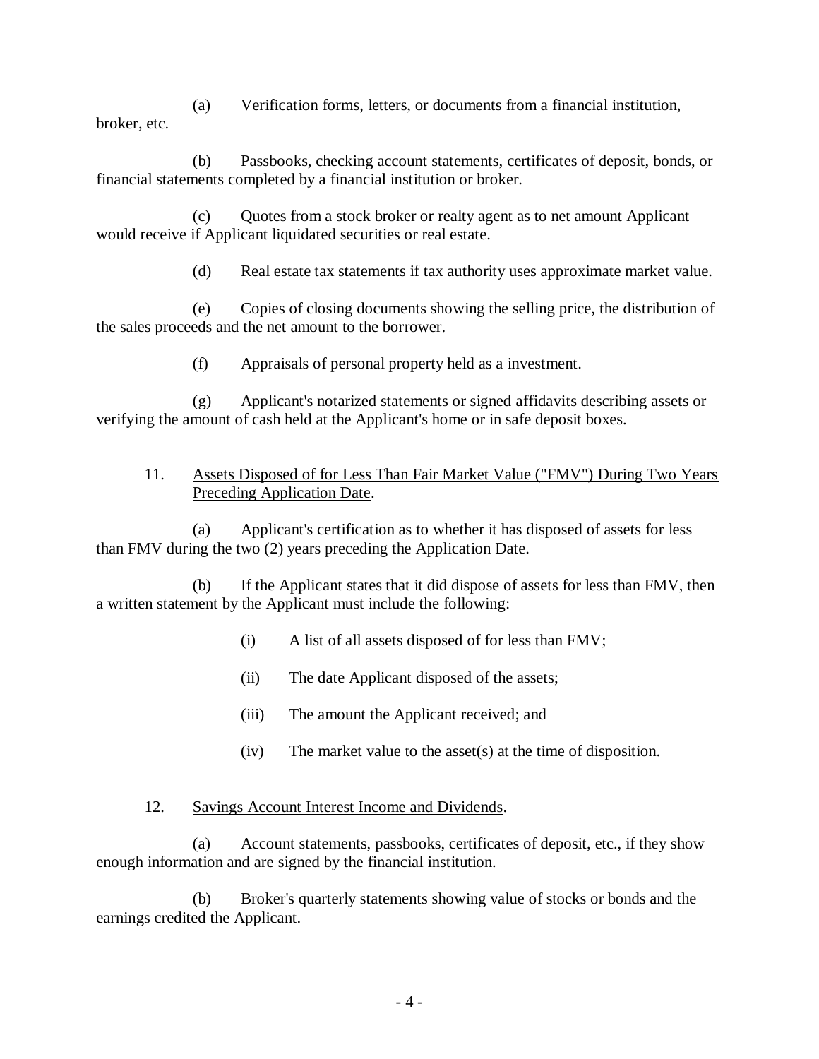(a) Verification forms, letters, or documents from a financial institution, broker, etc.

(b) Passbooks, checking account statements, certificates of deposit, bonds, or financial statements completed by a financial institution or broker.

(c) Quotes from a stock broker or realty agent as to net amount Applicant would receive if Applicant liquidated securities or real estate.

(d) Real estate tax statements if tax authority uses approximate market value.

(e) Copies of closing documents showing the selling price, the distribution of the sales proceeds and the net amount to the borrower.

(f) Appraisals of personal property held as a investment.

(g) Applicant's notarized statements or signed affidavits describing assets or verifying the amount of cash held at the Applicant's home or in safe deposit boxes.

11. Assets Disposed of for Less Than Fair Market Value ("FMV") During Two Years Preceding Application Date.

(a) Applicant's certification as to whether it has disposed of assets for less than FMV during the two (2) years preceding the Application Date.

(b) If the Applicant states that it did dispose of assets for less than FMV, then a written statement by the Applicant must include the following:

(i) A list of all assets disposed of for less than FMV;

(ii) The date Applicant disposed of the assets;

(iii) The amount the Applicant received; and

(iv) The market value to the asset(s) at the time of disposition.

12. Savings Account Interest Income and Dividends.

(a) Account statements, passbooks, certificates of deposit, etc., if they show enough information and are signed by the financial institution.

(b) Broker's quarterly statements showing value of stocks or bonds and the earnings credited the Applicant.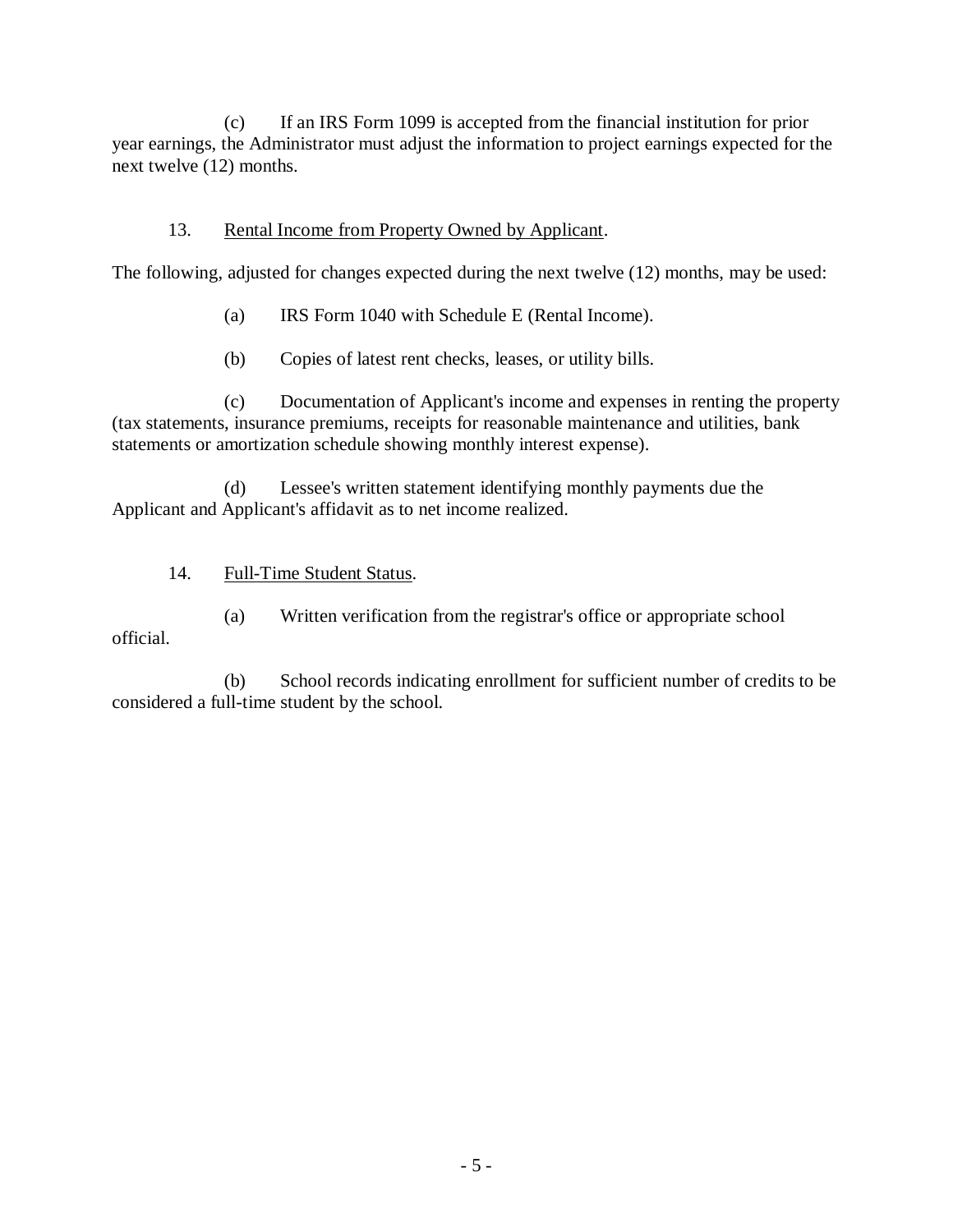(c) If an IRS Form 1099 is accepted from the financial institution for prior year earnings, the Administrator must adjust the information to project earnings expected for the next twelve (12) months.

13. Rental Income from Property Owned by Applicant.

The following, adjusted for changes expected during the next twelve (12) months, may be used:

(a) IRS Form 1040 with Schedule E (Rental Income).

(b) Copies of latest rent checks, leases, or utility bills.

(c) Documentation of Applicant's income and expenses in renting the property (tax statements, insurance premiums, receipts for reasonable maintenance and utilities, bank statements or amortization schedule showing monthly interest expense).

(d) Lessee's written statement identifying monthly payments due the Applicant and Applicant's affidavit as to net income realized.

14. Full-Time Student Status.

(a) Written verification from the registrar's office or appropriate school official.

(b) School records indicating enrollment for sufficient number of credits to be considered a full-time student by the school.